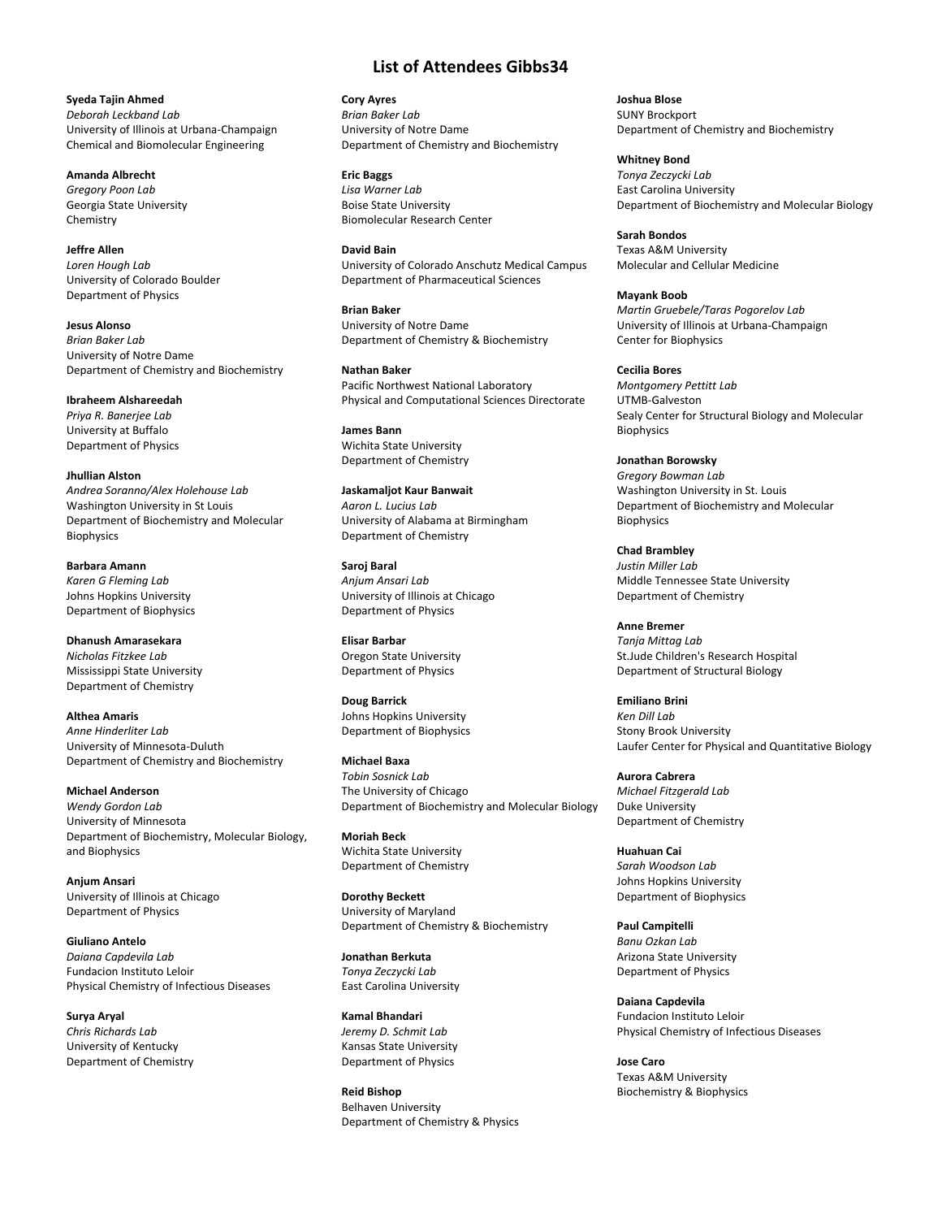# List of Attendees Gibbs34

**Syeda Tajin Ahmed**
*Deborah Leckband Lab*
University of Illinois at Urbana-Champaign
Chemical and Biomolecular Engineering

**Amanda Albrecht**
*Gregory Poon Lab*
Georgia State University
Chemistry

**Jeffre Allen**
*Loren Hough Lab*
University of Colorado Boulder
Department of Physics

**Jesus Alonso**
*Brian Baker Lab*
University of Notre Dame
Department of Chemistry and Biochemistry

**Ibraheem Alshareedah**
*Priya R. Banerjee Lab*
University at Buffalo
Department of Physics

**Jhullian Alston**
*Andrea Soranno/Alex Holehouse Lab*
Washington University in St Louis
Department of Biochemistry and Molecular Biophysics

**Barbara Amann**
*Karen G Fleming Lab*
Johns Hopkins University
Department of Biophysics

**Dhanush Amarasekara**
*Nicholas Fitzkee Lab*
Mississippi State University
Department of Chemistry

**Althea Amaris**
*Anne Hinderliter Lab*
University of Minnesota-Duluth
Department of Chemistry and Biochemistry

**Michael Anderson**
*Wendy Gordon Lab*
University of Minnesota
Department of Biochemistry, Molecular Biology, and Biophysics

**Anjum Ansari**
University of Illinois at Chicago
Department of Physics

**Giuliano Antelo**
*Daiana Capdevila Lab*
Fundacion Instituto Leloir
Physical Chemistry of Infectious Diseases

**Surya Aryal**
*Chris Richards Lab*
University of Kentucky
Department of Chemistry

**Cory Ayres**
*Brian Baker Lab*
University of Notre Dame
Department of Chemistry and Biochemistry

**Eric Baggs**
*Lisa Warner Lab*
Boise State University
Biomolecular Research Center

**David Bain**
University of Colorado Anschutz Medical Campus
Department of Pharmaceutical Sciences

**Brian Baker**
University of Notre Dame
Department of Chemistry & Biochemistry

**Nathan Baker**
Pacific Northwest National Laboratory
Physical and Computational Sciences Directorate

**James Bann**
Wichita State University
Department of Chemistry

**Jaskamaljot Kaur Banwait**
*Aaron L. Lucius Lab*
University of Alabama at Birmingham
Department of Chemistry

**Saroj Baral**
*Anjum Ansari Lab*
University of Illinois at Chicago
Department of Physics

**Elisar Barbar**
Oregon State University
Department of Physics

**Doug Barrick**
Johns Hopkins University
Department of Biophysics

**Michael Baxa**
*Tobin Sosnick Lab*
The University of Chicago
Department of Biochemistry and Molecular Biology

**Moriah Beck**
Wichita State University
Department of Chemistry

**Dorothy Beckett**
University of Maryland
Department of Chemistry & Biochemistry

**Jonathan Berkuta**
*Tonya Zeczycki Lab*
East Carolina University

**Kamal Bhandari**
*Jeremy D. Schmit Lab*
Kansas State University
Department of Physics

**Reid Bishop**
Belhaven University
Department of Chemistry & Physics

**Joshua Blose**
SUNY Brockport
Department of Chemistry and Biochemistry

**Whitney Bond**
*Tonya Zeczycki Lab*
East Carolina University
Department of Biochemistry and Molecular Biology

**Sarah Bondos**
Texas A&M University
Molecular and Cellular Medicine

**Mayank Boob**
*Martin Gruebele/Taras Pogorelov Lab*
University of Illinois at Urbana-Champaign
Center for Biophysics

**Cecilia Bores**
*Montgomery Pettitt Lab*
UTMB-Galveston
Sealy Center for Structural Biology and Molecular Biophysics

**Jonathan Borowsky**
*Gregory Bowman Lab*
Washington University in St. Louis
Department of Biochemistry and Molecular Biophysics

**Chad Brambley**
*Justin Miller Lab*
Middle Tennessee State University
Department of Chemistry

**Anne Bremer**
*Tanja Mittag Lab*
St.Jude Children's Research Hospital
Department of Structural Biology

**Emiliano Brini**
*Ken Dill Lab*
Stony Brook University
Laufer Center for Physical and Quantitative Biology

**Aurora Cabrera**
*Michael Fitzgerald Lab*
Duke University
Department of Chemistry

**Huahuan Cai**
*Sarah Woodson Lab*
Johns Hopkins University
Department of Biophysics

**Paul Campitelli**
*Banu Ozkan Lab*
Arizona State University
Department of Physics

**Daiana Capdevila**
Fundacion Instituto Leloir
Physical Chemistry of Infectious Diseases

**Jose Caro**
Texas A&M University
Biochemistry & Biophysics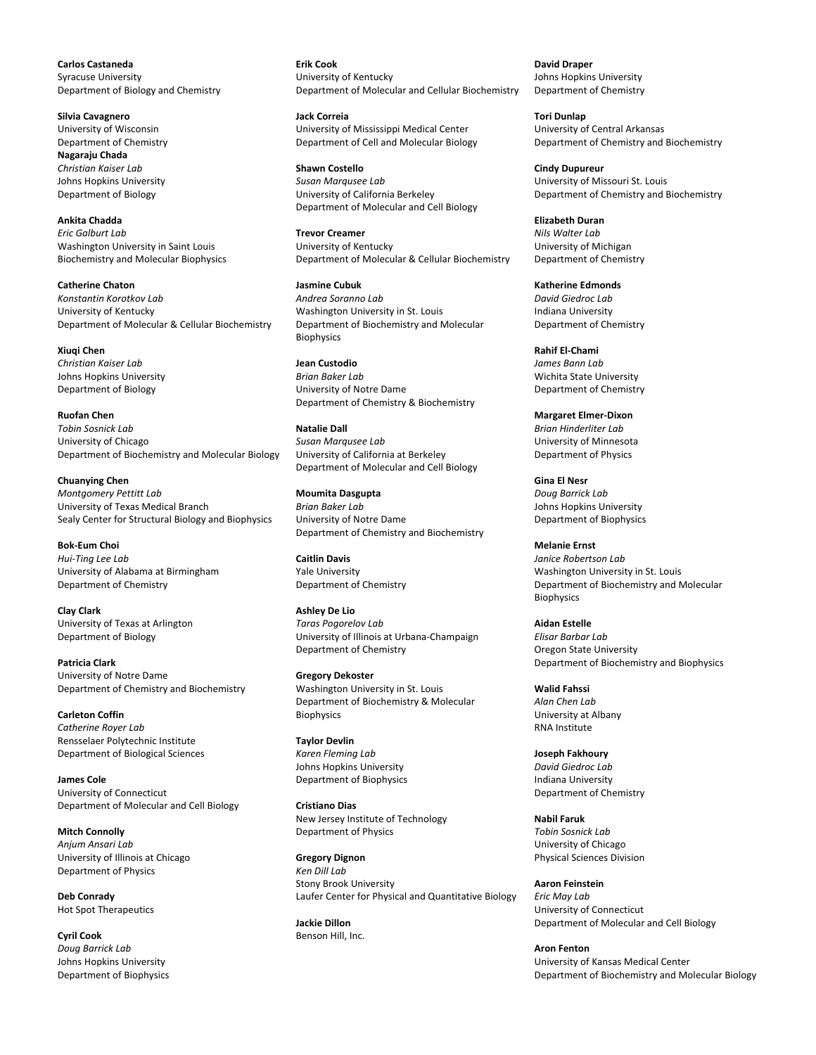**Carlos Castaneda**
Syracuse University
Department of Biology and Chemistry

**Silvia Cavagnero**
University of Wisconsin
Department of Chemistry

**Nagaraju Chada**
*Christian Kaiser Lab*
Johns Hopkins University
Department of Biology

**Ankita Chadda**
*Eric Galburt Lab*
Washington University in Saint Louis
Biochemistry and Molecular Biophysics

**Catherine Chaton**
*Konstantin Korotkov Lab*
University of Kentucky
Department of Molecular & Cellular Biochemistry

**Xiuqi Chen**
*Christian Kaiser Lab*
Johns Hopkins University
Department of Biology

**Ruofan Chen**
*Tobin Sosnick Lab*
University of Chicago
Department of Biochemistry and Molecular Biology

**Chuanying Chen**
*Montgomery Pettitt Lab*
University of Texas Medical Branch
Sealy Center for Structural Biology and Biophysics

**Bok-Eum Choi**
*Hui-Ting Lee Lab*
University of Alabama at Birmingham
Department of Chemistry

**Clay Clark**
University of Texas at Arlington
Department of Biology

**Patricia Clark**
University of Notre Dame
Department of Chemistry and Biochemistry

**Carleton Coffin**
*Catherine Royer Lab*
Rensselaer Polytechnic Institute
Department of Biological Sciences

**James Cole**
University of Connecticut
Department of Molecular and Cell Biology

**Mitch Connolly**
*Anjum Ansari Lab*
University of Illinois at Chicago
Department of Physics

**Deb Conrady**
Hot Spot Therapeutics

**Cyril Cook**
*Doug Barrick Lab*
Johns Hopkins University
Department of Biophysics

**Erik Cook**
University of Kentucky
Department of Molecular and Cellular Biochemistry

**Jack Correia**
University of Mississippi Medical Center
Department of Cell and Molecular Biology

**Shawn Costello**
*Susan Marqusee Lab*
University of California Berkeley
Department of Molecular and Cell Biology

**Trevor Creamer**
University of Kentucky
Department of Molecular & Cellular Biochemistry

**Jasmine Cubuk**
*Andrea Soranno Lab*
Washington University in St. Louis
Department of Biochemistry and Molecular Biophysics

**Jean Custodio**
*Brian Baker Lab*
University of Notre Dame
Department of Chemistry & Biochemistry

**Natalie Dall**
*Susan Marqusee Lab*
University of California at Berkeley
Department of Molecular and Cell Biology

**Moumita Dasgupta**
*Brian Baker Lab*
University of Notre Dame
Department of Chemistry and Biochemistry

**Caitlin Davis**
Yale University
Department of Chemistry

**Ashley De Lio**
*Taras Pogorelov Lab*
University of Illinois at Urbana-Champaign
Department of Chemistry

**Gregory Dekoster**
Washington University in St. Louis
Department of Biochemistry & Molecular Biophysics

**Taylor Devlin**
*Karen Fleming Lab*
Johns Hopkins University
Department of Biophysics

**Cristiano Dias**
New Jersey Institute of Technology
Department of Physics

**Gregory Dignon**
*Ken Dill Lab*
Stony Brook University
Laufer Center for Physical and Quantitative Biology

**Jackie Dillon**
Benson Hill, Inc.

**David Draper**
Johns Hopkins University
Department of Chemistry

**Tori Dunlap**
University of Central Arkansas
Department of Chemistry and Biochemistry

**Cindy Dupureur**
University of Missouri St. Louis
Department of Chemistry and Biochemistry

**Elizabeth Duran**
*Nils Walter Lab*
University of Michigan
Department of Chemistry

**Katherine Edmonds**
*David Giedroc Lab*
Indiana University
Department of Chemistry

**Rahif El-Chami**
*James Bann Lab*
Wichita State University
Department of Chemistry

**Margaret Elmer-Dixon**
*Brian Hinderliter Lab*
University of Minnesota
Department of Physics

**Gina El Nesr**
*Doug Barrick Lab*
Johns Hopkins University
Department of Biophysics

**Melanie Ernst**
*Janice Robertson Lab*
Washington University in St. Louis
Department of Biochemistry and Molecular Biophysics

**Aidan Estelle**
*Elisar Barbar Lab*
Oregon State University
Department of Biochemistry and Biophysics

**Walid Fahssi**
*Alan Chen Lab*
University at Albany
RNA Institute

**Joseph Fakhoury**
*David Giedroc Lab*
Indiana University
Department of Chemistry

**Nabil Faruk**
*Tobin Sosnick Lab*
University of Chicago
Physical Sciences Division

**Aaron Feinstein**
*Eric May Lab*
University of Connecticut
Department of Molecular and Cell Biology

**Aron Fenton**
University of Kansas Medical Center
Department of Biochemistry and Molecular Biology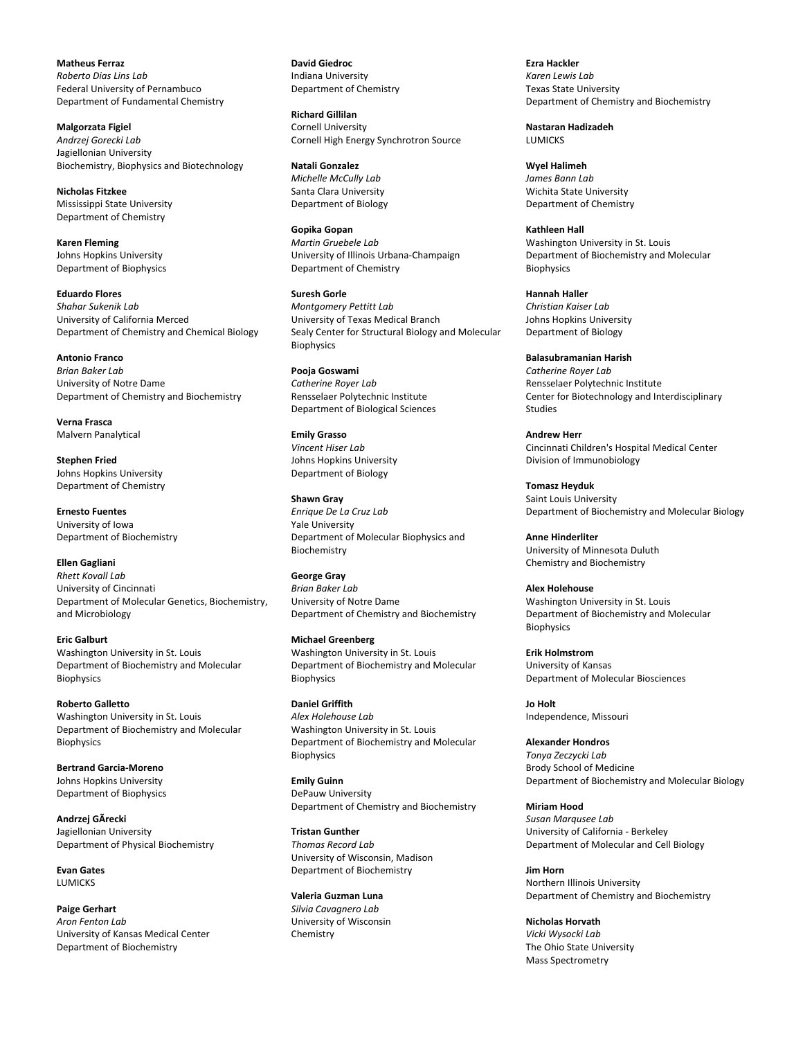**Matheus Ferraz**
*Roberto Dias Lins Lab*
Federal University of Pernambuco
Department of Fundamental Chemistry

**Malgorzata Figiel**
*Andrzej Gorecki Lab*
Jagiellonian University
Biochemistry, Biophysics and Biotechnology

**Nicholas Fitzkee**
Mississippi State University
Department of Chemistry

**Karen Fleming**
Johns Hopkins University
Department of Biophysics

**Eduardo Flores**
*Shahar Sukenik Lab*
University of California Merced
Department of Chemistry and Chemical Biology

**Antonio Franco**
*Brian Baker Lab*
University of Notre Dame
Department of Chemistry and Biochemistry

**Verna Frasca**
Malvern Panalytical

**Stephen Fried**
Johns Hopkins University
Department of Chemistry

**Ernesto Fuentes**
University of Iowa
Department of Biochemistry

**Ellen Gagliani**
*Rhett Kovall Lab*
University of Cincinnati
Department of Molecular Genetics, Biochemistry, and Microbiology

**Eric Galburt**
Washington University in St. Louis
Department of Biochemistry and Molecular Biophysics

**Roberto Galletto**
Washington University in St. Louis
Department of Biochemistry and Molecular Biophysics

**Bertrand Garcia-Moreno**
Johns Hopkins University
Department of Biophysics

**Andrzej GÃrecki**
Jagiellonian University
Department of Physical Biochemistry

**Evan Gates**
LUMICKS

**Paige Gerhart**
*Aron Fenton Lab*
University of Kansas Medical Center
Department of Biochemistry

**David Giedroc**
Indiana University
Department of Chemistry

**Richard Gillilan**
Cornell University
Cornell High Energy Synchrotron Source

**Natali Gonzalez**
*Michelle McCully Lab*
Santa Clara University
Department of Biology

**Gopika Gopan**
*Martin Gruebele Lab*
University of Illinois Urbana-Champaign
Department of Chemistry

**Suresh Gorle**
*Montgomery Pettitt Lab*
University of Texas Medical Branch
Sealy Center for Structural Biology and Molecular Biophysics

**Pooja Goswami**
*Catherine Royer Lab*
Rensselaer Polytechnic Institute
Department of Biological Sciences

**Emily Grasso**
*Vincent Hiser Lab*
Johns Hopkins University
Department of Biology

**Shawn Gray**
*Enrique De La Cruz Lab*
Yale University
Department of Molecular Biophysics and Biochemistry

**George Gray**
*Brian Baker Lab*
University of Notre Dame
Department of Chemistry and Biochemistry

**Michael Greenberg**
Washington University in St. Louis
Department of Biochemistry and Molecular Biophysics

**Daniel Griffith**
*Alex Holehouse Lab*
Washington University in St. Louis
Department of Biochemistry and Molecular Biophysics

**Emily Guinn**
DePauw University
Department of Chemistry and Biochemistry

**Tristan Gunther**
*Thomas Record Lab*
University of Wisconsin, Madison
Department of Biochemistry

**Valeria Guzman Luna**
*Silvia Cavagnero Lab*
University of Wisconsin
Chemistry

**Ezra Hackler**
*Karen Lewis Lab*
Texas State University
Department of Chemistry and Biochemistry

**Nastaran Hadizadeh**
LUMICKS

**Wyel Halimeh**
*James Bann Lab*
Wichita State University
Department of Chemistry

**Kathleen Hall**
Washington University in St. Louis
Department of Biochemistry and Molecular Biophysics

**Hannah Haller**
*Christian Kaiser Lab*
Johns Hopkins University
Department of Biology

**Balasubramanian Harish**
*Catherine Royer Lab*
Rensselaer Polytechnic Institute
Center for Biotechnology and Interdisciplinary Studies

**Andrew Herr**
Cincinnati Children's Hospital Medical Center
Division of Immunobiology

**Tomasz Heyduk**
Saint Louis University
Department of Biochemistry and Molecular Biology

**Anne Hinderliter**
University of Minnesota Duluth
Chemistry and Biochemistry

**Alex Holehouse**
Washington University in St. Louis
Department of Biochemistry and Molecular Biophysics

**Erik Holmstrom**
University of Kansas
Department of Molecular Biosciences

**Jo Holt**
Independence, Missouri

**Alexander Hondros**
*Tonya Zeczycki Lab*
Brody School of Medicine
Department of Biochemistry and Molecular Biology

**Miriam Hood**
*Susan Marqusee Lab*
University of California - Berkeley
Department of Molecular and Cell Biology

**Jim Horn**
Northern Illinois University
Department of Chemistry and Biochemistry

**Nicholas Horvath**
*Vicki Wysocki Lab*
The Ohio State University
Mass Spectrometry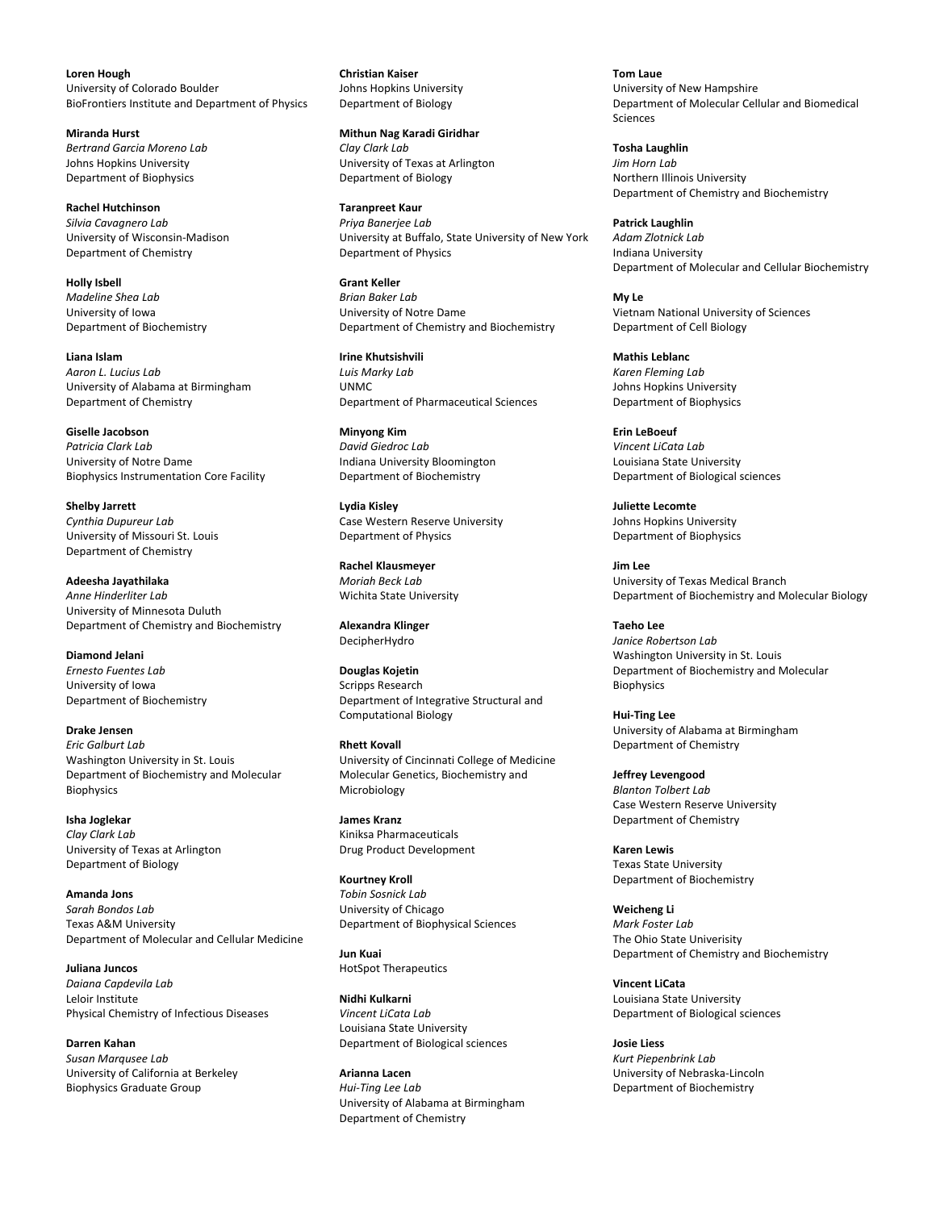**Loren Hough**
University of Colorado Boulder
BioFrontiers Institute and Department of Physics

**Miranda Hurst**
*Bertrand Garcia Moreno Lab*
Johns Hopkins University
Department of Biophysics

**Rachel Hutchinson**
*Silvia Cavagnero Lab*
University of Wisconsin-Madison
Department of Chemistry

**Holly Isbell**
*Madeline Shea Lab*
University of Iowa
Department of Biochemistry

**Liana Islam**
*Aaron L. Lucius Lab*
University of Alabama at Birmingham
Department of Chemistry

**Giselle Jacobson**
*Patricia Clark Lab*
University of Notre Dame
Biophysics Instrumentation Core Facility

**Shelby Jarrett**
*Cynthia Dupureur Lab*
University of Missouri St. Louis
Department of Chemistry

**Adeesha Jayathilaka**
*Anne Hinderliter Lab*
University of Minnesota Duluth
Department of Chemistry and Biochemistry

**Diamond Jelani**
*Ernesto Fuentes Lab*
University of Iowa
Department of Biochemistry

**Drake Jensen**
*Eric Galburt Lab*
Washington University in St. Louis
Department of Biochemistry and Molecular Biophysics

**Isha Joglekar**
*Clay Clark Lab*
University of Texas at Arlington
Department of Biology

**Amanda Jons**
*Sarah Bondos Lab*
Texas A&M University
Department of Molecular and Cellular Medicine

**Juliana Juncos**
*Daiana Capdevila Lab*
Leloir Institute
Physical Chemistry of Infectious Diseases

**Darren Kahan**
*Susan Marqusee Lab*
University of California at Berkeley
Biophysics Graduate Group

**Christian Kaiser**
Johns Hopkins University
Department of Biology

**Mithun Nag Karadi Giridhar**
*Clay Clark Lab*
University of Texas at Arlington
Department of Biology

**Taranpreet Kaur**
*Priya Banerjee Lab*
University at Buffalo, State University of New York
Department of Physics

**Grant Keller**
*Brian Baker Lab*
University of Notre Dame
Department of Chemistry and Biochemistry

**Irine Khutsishvili**
*Luis Marky Lab*
UNMC
Department of Pharmaceutical Sciences

**Minyong Kim**
*David Giedroc Lab*
Indiana University Bloomington
Department of Biochemistry

**Lydia Kisley**
Case Western Reserve University
Department of Physics

**Rachel Klausmeyer**
*Moriah Beck Lab*
Wichita State University

**Alexandra Klinger**
DecipherHydro

**Douglas Kojetin**
Scripps Research
Department of Integrative Structural and Computational Biology

**Rhett Kovall**
University of Cincinnati College of Medicine
Molecular Genetics, Biochemistry and Microbiology

**James Kranz**
Kiniksa Pharmaceuticals
Drug Product Development

**Kourtney Kroll**
*Tobin Sosnick Lab*
University of Chicago
Department of Biophysical Sciences

**Jun Kuai**
HotSpot Therapeutics

**Nidhi Kulkarni**
*Vincent LiCata Lab*
Louisiana State University
Department of Biological sciences

**Arianna Lacen**
*Hui-Ting Lee Lab*
University of Alabama at Birmingham
Department of Chemistry

**Tom Laue**
University of New Hampshire
Department of Molecular Cellular and Biomedical Sciences

**Tosha Laughlin**
*Jim Horn Lab*
Northern Illinois University
Department of Chemistry and Biochemistry

**Patrick Laughlin**
*Adam Zlotnick Lab*
Indiana University
Department of Molecular and Cellular Biochemistry

**My Le**
Vietnam National University of Sciences
Department of Cell Biology

**Mathis Leblanc**
*Karen Fleming Lab*
Johns Hopkins University
Department of Biophysics

**Erin LeBoeuf**
*Vincent LiCata Lab*
Louisiana State University
Department of Biological sciences

**Juliette Lecomte**
Johns Hopkins University
Department of Biophysics

**Jim Lee**
University of Texas Medical Branch
Department of Biochemistry and Molecular Biology

**Taeho Lee**
*Janice Robertson Lab*
Washington University in St. Louis
Department of Biochemistry and Molecular Biophysics

**Hui-Ting Lee**
University of Alabama at Birmingham
Department of Chemistry

**Jeffrey Levengood**
*Blanton Tolbert Lab*
Case Western Reserve University
Department of Chemistry

**Karen Lewis**
Texas State University
Department of Biochemistry

**Weicheng Li**
*Mark Foster Lab*
The Ohio State Univerisity
Department of Chemistry and Biochemistry

**Vincent LiCata**
Louisiana State University
Department of Biological sciences

**Josie Liess**
*Kurt Piepenbrink Lab*
University of Nebraska-Lincoln
Department of Biochemistry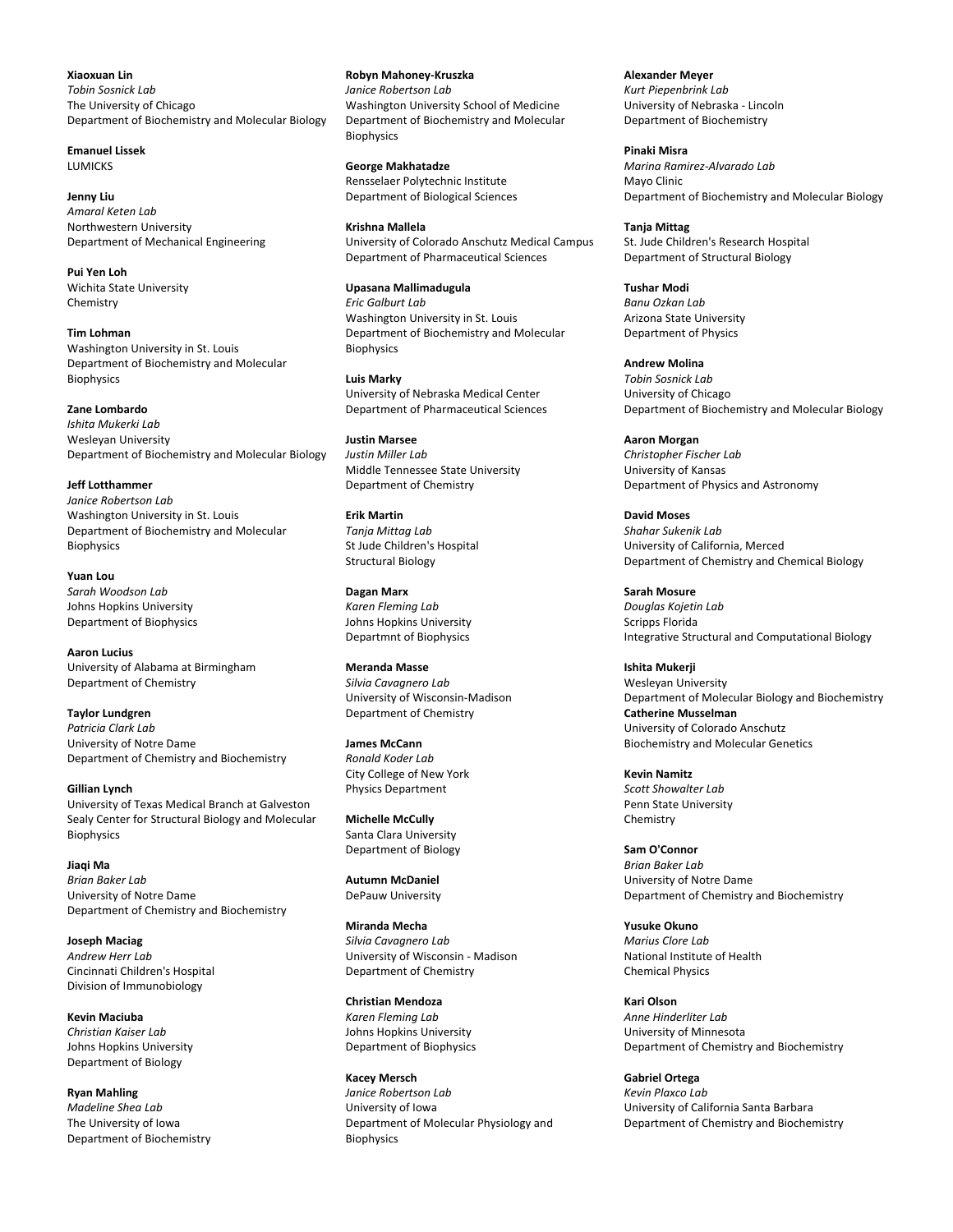**Xiaoxuan Lin**
*Tobin Sosnick Lab*
The University of Chicago
Department of Biochemistry and Molecular Biology

**Emanuel Lissek**
LUMICKS

**Jenny Liu**
*Amaral Keten Lab*
Northwestern University
Department of Mechanical Engineering

**Pui Yen Loh**
Wichita State University
Chemistry

**Tim Lohman**
Washington University in St. Louis
Department of Biochemistry and Molecular Biophysics

**Zane Lombardo**
*Ishita Mukerki Lab*
Wesleyan University
Department of Biochemistry and Molecular Biology

**Jeff Lotthammer**
*Janice Robertson Lab*
Washington University in St. Louis
Department of Biochemistry and Molecular Biophysics

**Yuan Lou**
*Sarah Woodson Lab*
Johns Hopkins University
Department of Biophysics

**Aaron Lucius**
University of Alabama at Birmingham
Department of Chemistry

**Taylor Lundgren**
*Patricia Clark Lab*
University of Notre Dame
Department of Chemistry and Biochemistry

**Gillian Lynch**
University of Texas Medical Branch at Galveston
Sealy Center for Structural Biology and Molecular Biophysics

**Jiaqi Ma**
*Brian Baker Lab*
University of Notre Dame
Department of Chemistry and Biochemistry

**Joseph Maciag**
*Andrew Herr Lab*
Cincinnati Children's Hospital
Division of Immunobiology

**Kevin Maciuba**
*Christian Kaiser Lab*
Johns Hopkins University
Department of Biology

**Ryan Mahling**
*Madeline Shea Lab*
The University of Iowa
Department of Biochemistry

**Robyn Mahoney-Kruszka**
*Janice Robertson Lab*
Washington University School of Medicine
Department of Biochemistry and Molecular Biophysics

**George Makhatadze**
Rensselaer Polytechnic Institute
Department of Biological Sciences

**Krishna Mallela**
University of Colorado Anschutz Medical Campus
Department of Pharmaceutical Sciences

**Upasana Mallimadugula**
*Eric Galburt Lab*
Washington University in St. Louis
Department of Biochemistry and Molecular Biophysics

**Luis Marky**
University of Nebraska Medical Center
Department of Pharmaceutical Sciences

**Justin Marsee**
*Justin Miller Lab*
Middle Tennessee State University
Department of Chemistry

**Erik Martin**
*Tanja Mittag Lab*
St Jude Children's Hospital
Structural Biology

**Dagan Marx**
*Karen Fleming Lab*
Johns Hopkins University
Departmnt of Biophysics

**Meranda Masse**
*Silvia Cavagnero Lab*
University of Wisconsin-Madison
Department of Chemistry

**James McCann**
*Ronald Koder Lab*
City College of New York
Physics Department

**Michelle McCully**
Santa Clara University
Department of Biology

**Autumn McDaniel**
DePauw University

**Miranda Mecha**
*Silvia Cavagnero Lab*
University of Wisconsin - Madison
Department of Chemistry

**Christian Mendoza**
*Karen Fleming Lab*
Johns Hopkins University
Department of Biophysics

**Kacey Mersch**
*Janice Robertson Lab*
University of Iowa
Department of Molecular Physiology and Biophysics

**Alexander Meyer**
*Kurt Piepenbrink Lab*
University of Nebraska - Lincoln
Department of Biochemistry

**Pinaki Misra**
*Marina Ramirez-Alvarado Lab*
Mayo Clinic
Department of Biochemistry and Molecular Biology

**Tanja Mittag**
St. Jude Children's Research Hospital
Department of Structural Biology

**Tushar Modi**
*Banu Ozkan Lab*
Arizona State University
Department of Physics

**Andrew Molina**
*Tobin Sosnick Lab*
University of Chicago
Department of Biochemistry and Molecular Biology

**Aaron Morgan**
*Christopher Fischer Lab*
University of Kansas
Department of Physics and Astronomy

**David Moses**
*Shahar Sukenik Lab*
University of California, Merced
Department of Chemistry and Chemical Biology

**Sarah Mosure**
*Douglas Kojetin Lab*
Scripps Florida
Integrative Structural and Computational Biology

**Ishita Mukerji**
Wesleyan University
Department of Molecular Biology and Biochemistry

**Catherine Musselman**
University of Colorado Anschutz
Biochemistry and Molecular Genetics

**Kevin Namitz**
*Scott Showalter Lab*
Penn State University
Chemistry

**Sam O'Connor**
*Brian Baker Lab*
University of Notre Dame
Department of Chemistry and Biochemistry

**Yusuke Okuno**
*Marius Clore Lab*
National Institute of Health
Chemical Physics

**Kari Olson**
*Anne Hinderliter Lab*
University of Minnesota
Department of Chemistry and Biochemistry

**Gabriel Ortega**
*Kevin Plaxco Lab*
University of California Santa Barbara
Department of Chemistry and Biochemistry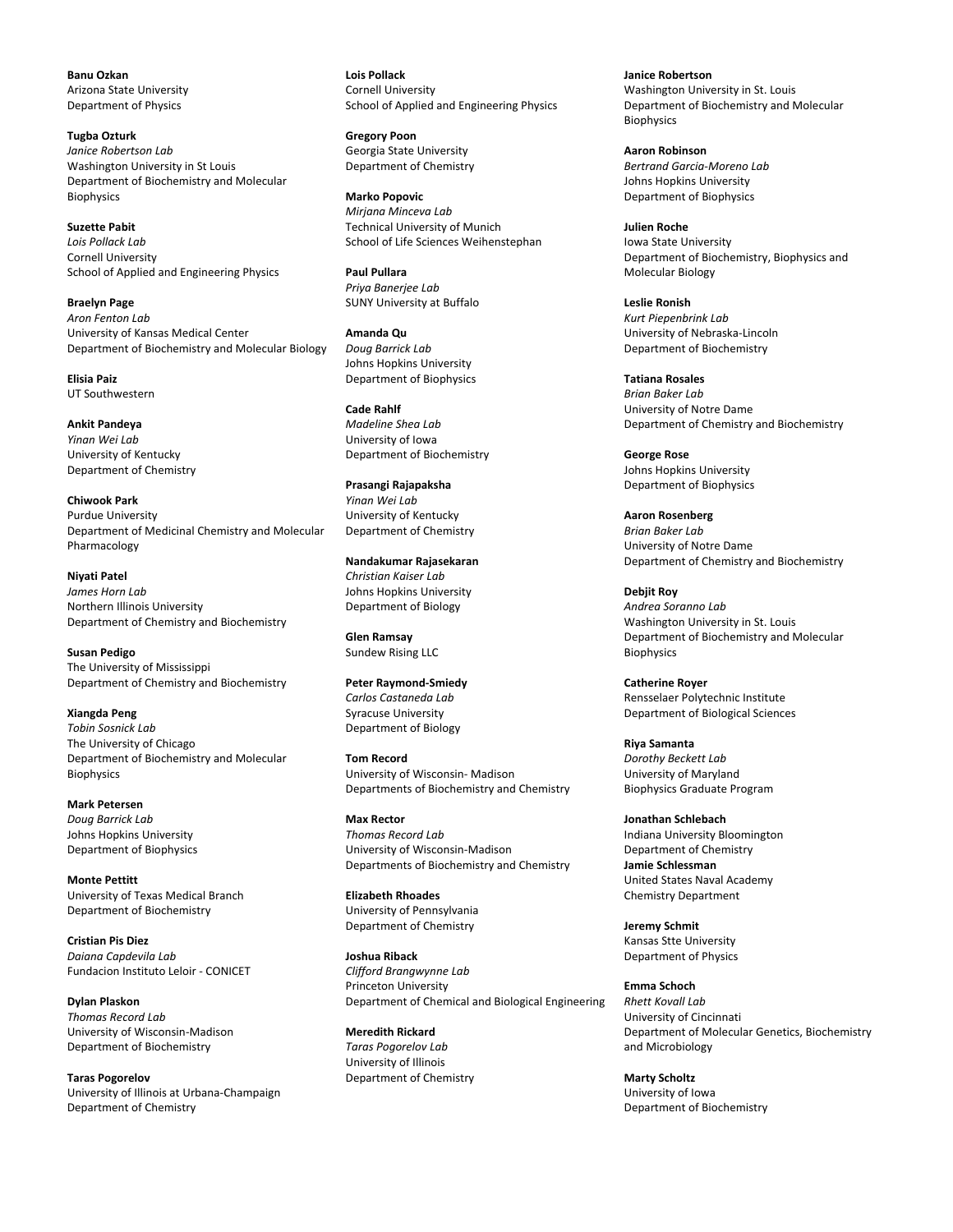**Banu Ozkan**
Arizona State University
Department of Physics

**Tugba Ozturk**
*Janice Robertson Lab*
Washington University in St Louis
Department of Biochemistry and Molecular Biophysics

**Suzette Pabit**
*Lois Pollack Lab*
Cornell University
School of Applied and Engineering Physics

**Braelyn Page**
*Aron Fenton Lab*
University of Kansas Medical Center
Department of Biochemistry and Molecular Biology

**Elisia Paiz**
UT Southwestern

**Ankit Pandeya**
*Yinan Wei Lab*
University of Kentucky
Department of Chemistry

**Chiwook Park**
Purdue University
Department of Medicinal Chemistry and Molecular Pharmacology

**Niyati Patel**
*James Horn Lab*
Northern Illinois University
Department of Chemistry and Biochemistry

**Susan Pedigo**
The University of Mississippi
Department of Chemistry and Biochemistry

**Xiangda Peng**
*Tobin Sosnick Lab*
The University of Chicago
Department of Biochemistry and Molecular Biophysics

**Mark Petersen**
*Doug Barrick Lab*
Johns Hopkins University
Department of Biophysics

**Monte Pettitt**
University of Texas Medical Branch
Department of Biochemistry

**Cristian Pis Diez**
*Daiana Capdevila Lab*
Fundacion Instituto Leloir - CONICET

**Dylan Plaskon**
*Thomas Record Lab*
University of Wisconsin-Madison
Department of Biochemistry

**Taras Pogorelov**
University of Illinois at Urbana-Champaign
Department of Chemistry

**Lois Pollack**
Cornell University
School of Applied and Engineering Physics

**Gregory Poon**
Georgia State University
Department of Chemistry

**Marko Popovic**
*Mirjana Minceva Lab*
Technical University of Munich
School of Life Sciences Weihenstephan

**Paul Pullara**
*Priya Banerjee Lab*
SUNY University at Buffalo

**Amanda Qu**
*Doug Barrick Lab*
Johns Hopkins University
Department of Biophysics

**Cade Rahlf**
*Madeline Shea Lab*
University of Iowa
Department of Biochemistry

**Prasangi Rajapaksha**
*Yinan Wei Lab*
University of Kentucky
Department of Chemistry

**Nandakumar Rajasekaran**
*Christian Kaiser Lab*
Johns Hopkins University
Department of Biology

**Glen Ramsay**
Sundew Rising LLC

**Peter Raymond-Smiedy**
*Carlos Castaneda Lab*
Syracuse University
Department of Biology

**Tom Record**
University of Wisconsin- Madison
Departments of Biochemistry and Chemistry

**Max Rector**
*Thomas Record Lab*
University of Wisconsin-Madison
Departments of Biochemistry and Chemistry

**Elizabeth Rhoades**
University of Pennsylvania
Department of Chemistry

**Joshua Riback**
*Clifford Brangwynne Lab*
Princeton University
Department of Chemical and Biological Engineering

**Meredith Rickard**
*Taras Pogorelov Lab*
University of Illinois
Department of Chemistry

**Janice Robertson**
Washington University in St. Louis
Department of Biochemistry and Molecular Biophysics

**Aaron Robinson**
*Bertrand Garcia-Moreno Lab*
Johns Hopkins University
Department of Biophysics

**Julien Roche**
Iowa State University
Department of Biochemistry, Biophysics and Molecular Biology

**Leslie Ronish**
*Kurt Piepenbrink Lab*
University of Nebraska-Lincoln
Department of Biochemistry

**Tatiana Rosales**
*Brian Baker Lab*
University of Notre Dame
Department of Chemistry and Biochemistry

**George Rose**
Johns Hopkins University
Department of Biophysics

**Aaron Rosenberg**
*Brian Baker Lab*
University of Notre Dame
Department of Chemistry and Biochemistry

**Debjit Roy**
*Andrea Soranno Lab*
Washington University in St. Louis
Department of Biochemistry and Molecular Biophysics

**Catherine Royer**
Rensselaer Polytechnic Institute
Department of Biological Sciences

**Riya Samanta**
*Dorothy Beckett Lab*
University of Maryland
Biophysics Graduate Program

**Jonathan Schlebach**
Indiana University Bloomington
Department of Chemistry

**Jamie Schlessman**
United States Naval Academy
Chemistry Department

**Jeremy Schmit**
Kansas Stte University
Department of Physics

**Emma Schoch**
*Rhett Kovall Lab*
University of Cincinnati
Department of Molecular Genetics, Biochemistry and Microbiology

**Marty Scholtz**
University of Iowa
Department of Biochemistry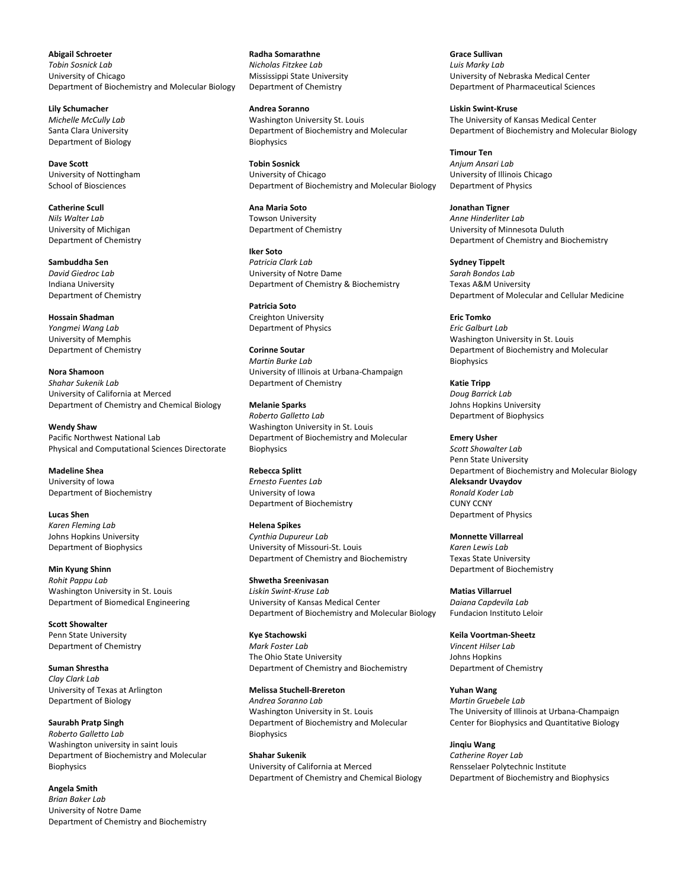**Abigail Schroeter**
*Tobin Sosnick Lab*
University of Chicago
Department of Biochemistry and Molecular Biology

**Lily Schumacher**
*Michelle McCully Lab*
Santa Clara University
Department of Biology

**Dave Scott**
University of Nottingham
School of Biosciences

**Catherine Scull**
*Nils Walter Lab*
University of Michigan
Department of Chemistry

**Sambuddha Sen**
*David Giedroc Lab*
Indiana University
Department of Chemistry

**Hossain Shadman**
*Yongmei Wang Lab*
University of Memphis
Department of Chemistry

**Nora Shamoon**
*Shahar Sukenik Lab*
University of California at Merced
Department of Chemistry and Chemical Biology

**Wendy Shaw**
Pacific Northwest National Lab
Physical and Computational Sciences Directorate

**Madeline Shea**
University of Iowa
Department of Biochemistry

**Lucas Shen**
*Karen Fleming Lab*
Johns Hopkins University
Department of Biophysics

**Min Kyung Shinn**
*Rohit Pappu Lab*
Washington University in St. Louis
Department of Biomedical Engineering

**Scott Showalter**
Penn State University
Department of Chemistry

**Suman Shrestha**
*Clay Clark Lab*
University of Texas at Arlington
Department of Biology

**Saurabh Pratp Singh**
*Roberto Galletto Lab*
Washington university in saint louis
Department of Biochemistry and Molecular Biophysics

**Angela Smith**
*Brian Baker Lab*
University of Notre Dame
Department of Chemistry and Biochemistry

**Radha Somarathne**
*Nicholas Fitzkee Lab*
Mississippi State University
Department of Chemistry

**Andrea Soranno**
Washington University St. Louis
Department of Biochemistry and Molecular Biophysics

**Tobin Sosnick**
University of Chicago
Department of Biochemistry and Molecular Biology

**Ana Maria Soto**
Towson University
Department of Chemistry

**Iker Soto**
*Patricia Clark Lab*
University of Notre Dame
Department of Chemistry & Biochemistry

**Patricia Soto**
Creighton University
Department of Physics

**Corinne Soutar**
*Martin Burke Lab*
University of Illinois at Urbana-Champaign
Department of Chemistry

**Melanie Sparks**
*Roberto Galletto Lab*
Washington University in St. Louis
Department of Biochemistry and Molecular Biophysics

**Rebecca Splitt**
*Ernesto Fuentes Lab*
University of Iowa
Department of Biochemistry

**Helena Spikes**
*Cynthia Dupureur Lab*
University of Missouri-St. Louis
Department of Chemistry and Biochemistry

**Shwetha Sreenivasan**
*Liskin Swint-Kruse Lab*
University of Kansas Medical Center
Department of Biochemistry and Molecular Biology

**Kye Stachowski**
*Mark Foster Lab*
The Ohio State University
Department of Chemistry and Biochemistry

**Melissa Stuchell-Brereton**
*Andrea Soranno Lab*
Washington University in St. Louis
Department of Biochemistry and Molecular Biophysics

**Shahar Sukenik**
University of California at Merced
Department of Chemistry and Chemical Biology

**Grace Sullivan**
*Luis Marky Lab*
University of Nebraska Medical Center
Department of Pharmaceutical Sciences

**Liskin Swint-Kruse**
The University of Kansas Medical Center
Department of Biochemistry and Molecular Biology

**Timour Ten**
*Anjum Ansari Lab*
University of Illinois Chicago
Department of Physics

**Jonathan Tigner**
*Anne Hinderliter Lab*
University of Minnesota Duluth
Department of Chemistry and Biochemistry

**Sydney Tippelt**
*Sarah Bondos Lab*
Texas A&M University
Department of Molecular and Cellular Medicine

**Eric Tomko**
*Eric Galburt Lab*
Washington University in St. Louis
Department of Biochemistry and Molecular Biophysics

**Katie Tripp**
*Doug Barrick Lab*
Johns Hopkins University
Department of Biophysics

**Emery Usher**
*Scott Showalter Lab*
Penn State University
Department of Biochemistry and Molecular Biology

**Aleksandr Uvaydov**
*Ronald Koder Lab*
CUNY CCNY
Department of Physics

**Monnette Villarreal**
*Karen Lewis Lab*
Texas State University
Department of Biochemistry

**Matias Villarruel**
*Daiana Capdevila Lab*
Fundacion Instituto Leloir

**Keila Voortman-Sheetz**
*Vincent Hilser Lab*
Johns Hopkins
Department of Chemistry

**Yuhan Wang**
*Martin Gruebele Lab*
The University of Illinois at Urbana-Champaign
Center for Biophysics and Quantitative Biology

**Jinqiu Wang**
*Catherine Royer Lab*
Rensselaer Polytechnic Institute
Department of Biochemistry and Biophysics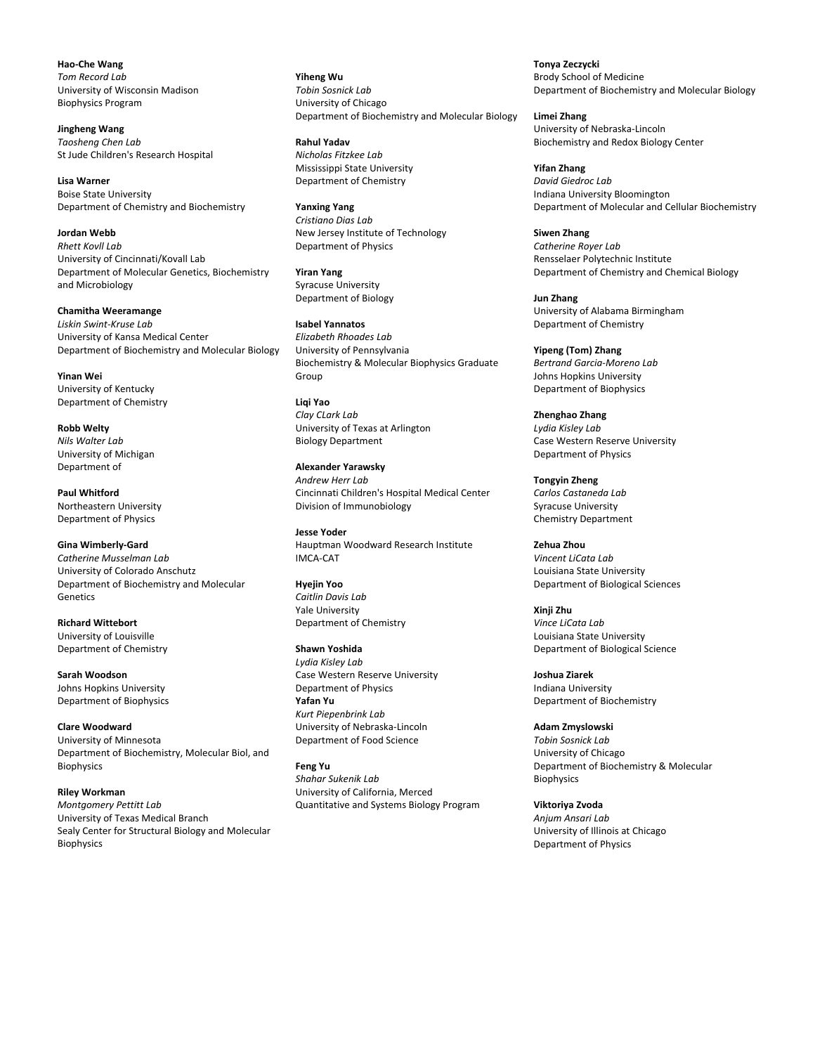**Hao-Che Wang**
*Tom Record Lab*
University of Wisconsin Madison
Biophysics Program

**Jingheng Wang**
*Taosheng Chen Lab*
St Jude Children's Research Hospital

**Lisa Warner**
Boise State University
Department of Chemistry and Biochemistry

**Jordan Webb**
*Rhett Kovll Lab*
University of Cincinnati/Kovall Lab
Department of Molecular Genetics, Biochemistry and Microbiology

**Chamitha Weeramange**
*Liskin Swint-Kruse Lab*
University of Kansa Medical Center
Department of Biochemistry and Molecular Biology

**Yinan Wei**
University of Kentucky
Department of Chemistry

**Robb Welty**
*Nils Walter Lab*
University of Michigan
Department of

**Paul Whitford**
Northeastern University
Department of Physics

**Gina Wimberly-Gard**
*Catherine Musselman Lab*
University of Colorado Anschutz
Department of Biochemistry and Molecular Genetics

**Richard Wittebort**
University of Louisville
Department of Chemistry

**Sarah Woodson**
Johns Hopkins University
Department of Biophysics

**Clare Woodward**
University of Minnesota
Department of Biochemistry, Molecular Biol, and Biophysics

**Riley Workman**
*Montgomery Pettitt Lab*
University of Texas Medical Branch
Sealy Center for Structural Biology and Molecular Biophysics

**Yiheng Wu**
*Tobin Sosnick Lab*
University of Chicago
Department of Biochemistry and Molecular Biology

**Rahul Yadav**
*Nicholas Fitzkee Lab*
Mississippi State University
Department of Chemistry

**Yanxing Yang**
*Cristiano Dias Lab*
New Jersey Institute of Technology
Department of Physics

**Yiran Yang**
Syracuse University
Department of Biology

**Isabel Yannatos**
*Elizabeth Rhoades Lab*
University of Pennsylvania
Biochemistry & Molecular Biophysics Graduate Group

**Liqi Yao**
*Clay CLark Lab*
University of Texas at Arlington
Biology Department

**Alexander Yarawsky**
*Andrew Herr Lab*
Cincinnati Children's Hospital Medical Center
Division of Immunobiology

**Jesse Yoder**
Hauptman Woodward Research Institute
IMCA-CAT

**Hyejin Yoo**
*Caitlin Davis Lab*
Yale University
Department of Chemistry

**Shawn Yoshida**
*Lydia Kisley Lab*
Case Western Reserve University
Department of Physics

**Yafan Yu**
*Kurt Piepenbrink Lab*
University of Nebraska-Lincoln
Department of Food Science

**Feng Yu**
*Shahar Sukenik Lab*
University of California, Merced
Quantitative and Systems Biology Program

**Tonya Zeczycki**
Brody School of Medicine
Department of Biochemistry and Molecular Biology

**Limei Zhang**
University of Nebraska-Lincoln
Biochemistry and Redox Biology Center

**Yifan Zhang**
*David Giedroc Lab*
Indiana University Bloomington
Department of Molecular and Cellular Biochemistry

**Siwen Zhang**
*Catherine Royer Lab*
Rensselaer Polytechnic Institute
Department of Chemistry and Chemical Biology

**Jun Zhang**
University of Alabama Birmingham
Department of Chemistry

**Yipeng (Tom) Zhang**
*Bertrand Garcia-Moreno Lab*
Johns Hopkins University
Department of Biophysics

**Zhenghao Zhang**
*Lydia Kisley Lab*
Case Western Reserve University
Department of Physics

**Tongyin Zheng**
*Carlos Castaneda Lab*
Syracuse University
Chemistry Department

**Zehua Zhou**
*Vincent LiCata Lab*
Louisiana State University
Department of Biological Sciences

**Xinji Zhu**
*Vince LiCata Lab*
Louisiana State University
Department of Biological Science

**Joshua Ziarek**
Indiana University
Department of Biochemistry

**Adam Zmyslowski**
*Tobin Sosnick Lab*
University of Chicago
Department of Biochemistry & Molecular Biophysics

**Viktoriya Zvoda**
*Anjum Ansari Lab*
University of Illinois at Chicago
Department of Physics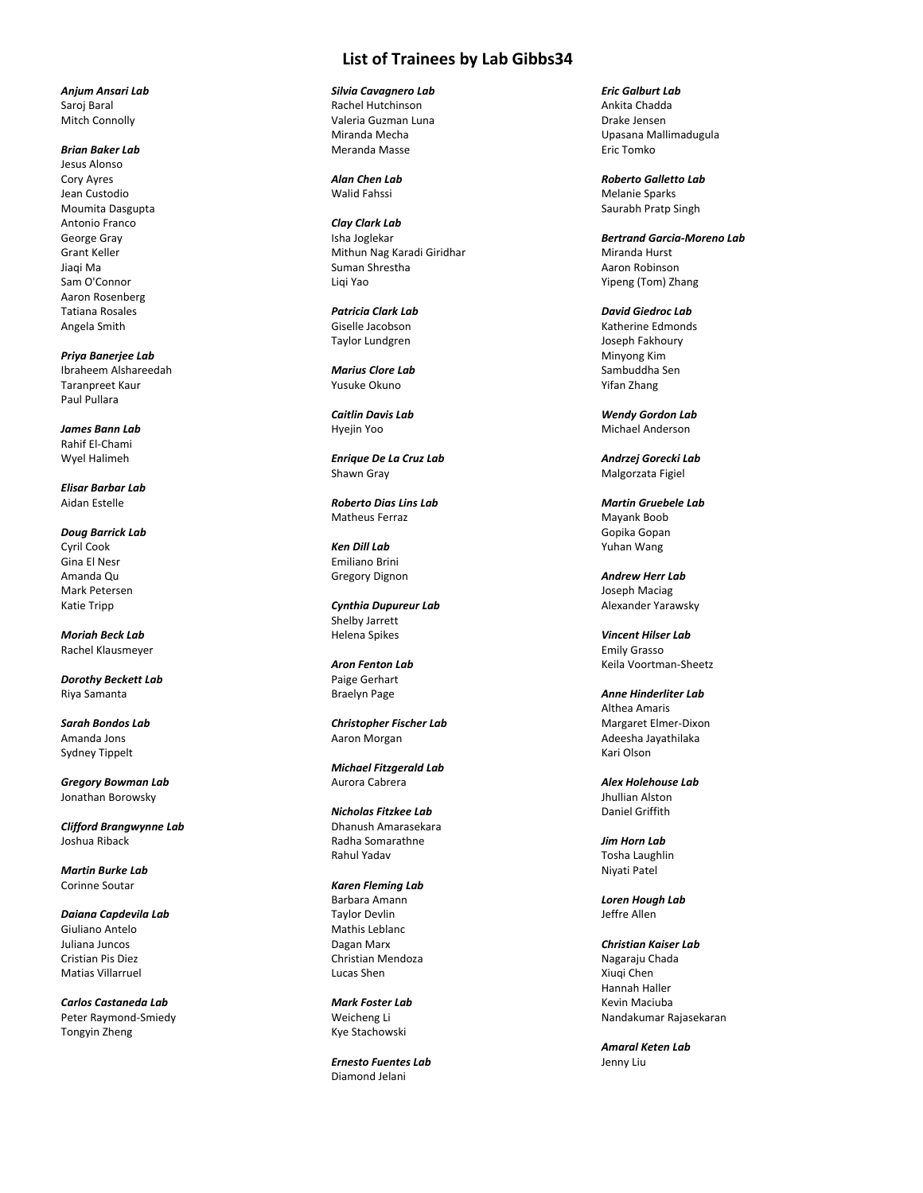# List of Trainees by Lab Gibbs34

***Anjum Ansari Lab***
Saroj Baral
Mitch Connolly

***Brian Baker Lab***
Jesus Alonso
Cory Ayres
Jean Custodio
Moumita Dasgupta
Antonio Franco
George Gray
Grant Keller
Jiaqi Ma
Sam O'Connor
Aaron Rosenberg
Tatiana Rosales
Angela Smith

***Priya Banerjee Lab***
Ibraheem Alshareedah
Taranpreet Kaur
Paul Pullara

***James Bann Lab***
Rahif El-Chami
Wyel Halimeh

***Elisar Barbar Lab***
Aidan Estelle

***Doug Barrick Lab***
Cyril Cook
Gina El Nesr
Amanda Qu
Mark Petersen
Katie Tripp

***Moriah Beck Lab***
Rachel Klausmeyer

***Dorothy Beckett Lab***
Riya Samanta

***Sarah Bondos Lab***
Amanda Jons
Sydney Tippelt

***Gregory Bowman Lab***
Jonathan Borowsky

***Clifford Brangwynne Lab***
Joshua Riback

***Martin Burke Lab***
Corinne Soutar

***Daiana Capdevila Lab***
Giuliano Antelo
Juliana Juncos
Cristian Pis Diez
Matias Villarruel

***Carlos Castaneda Lab***
Peter Raymond-Smiedy
Tongyin Zheng

***Silvia Cavagnero Lab***
Rachel Hutchinson
Valeria Guzman Luna
Miranda Mecha
Meranda Masse

***Alan Chen Lab***
Walid Fahssi

***Clay Clark Lab***
Isha Joglekar
Mithun Nag Karadi Giridhar
Suman Shrestha
Liqi Yao

***Patricia Clark Lab***
Giselle Jacobson
Taylor Lundgren

***Marius Clore Lab***
Yusuke Okuno

***Caitlin Davis Lab***
Hyejin Yoo

***Enrique De La Cruz Lab***
Shawn Gray

***Roberto Dias Lins Lab***
Matheus Ferraz

***Ken Dill Lab***
Emiliano Brini
Gregory Dignon

***Cynthia Dupureur Lab***
Shelby Jarrett
Helena Spikes

***Aron Fenton Lab***
Paige Gerhart
Braelyn Page

***Christopher Fischer Lab***
Aaron Morgan

***Michael Fitzgerald Lab***
Aurora Cabrera

***Nicholas Fitzkee Lab***
Dhanush Amarasekara
Radha Somarathne
Rahul Yadav

***Karen Fleming Lab***
Barbara Amann
Taylor Devlin
Mathis Leblanc
Dagan Marx
Christian Mendoza
Lucas Shen

***Mark Foster Lab***
Weicheng Li
Kye Stachowski

***Ernesto Fuentes Lab***
Diamond Jelani

***Eric Galburt Lab***
Ankita Chadda
Drake Jensen
Upasana Mallimadugula
Eric Tomko

***Roberto Galletto Lab***
Melanie Sparks
Saurabh Pratp Singh

***Bertrand Garcia-Moreno Lab***
Miranda Hurst
Aaron Robinson
Yipeng (Tom) Zhang

***David Giedroc Lab***
Katherine Edmonds
Joseph Fakhoury
Minyong Kim
Sambuddha Sen
Yifan Zhang

***Wendy Gordon Lab***
Michael Anderson

***Andrzej Gorecki Lab***
Malgorzata Figiel

***Martin Gruebele Lab***
Mayank Boob
Gopika Gopan
Yuhan Wang

***Andrew Herr Lab***
Joseph Maciag
Alexander Yarawsky

***Vincent Hilser Lab***
Emily Grasso
Keila Voortman-Sheetz

***Anne Hinderliter Lab***
Althea Amaris
Margaret Elmer-Dixon
Adeesha Jayathilaka
Kari Olson

***Alex Holehouse Lab***
Jhullian Alston
Daniel Griffith

***Jim Horn Lab***
Tosha Laughlin
Niyati Patel

***Loren Hough Lab***
Jeffre Allen

***Christian Kaiser Lab***
Nagaraju Chada
Xiuqi Chen
Hannah Haller
Kevin Maciuba
Nandakumar Rajasekaran

***Amaral Keten Lab***
Jenny Liu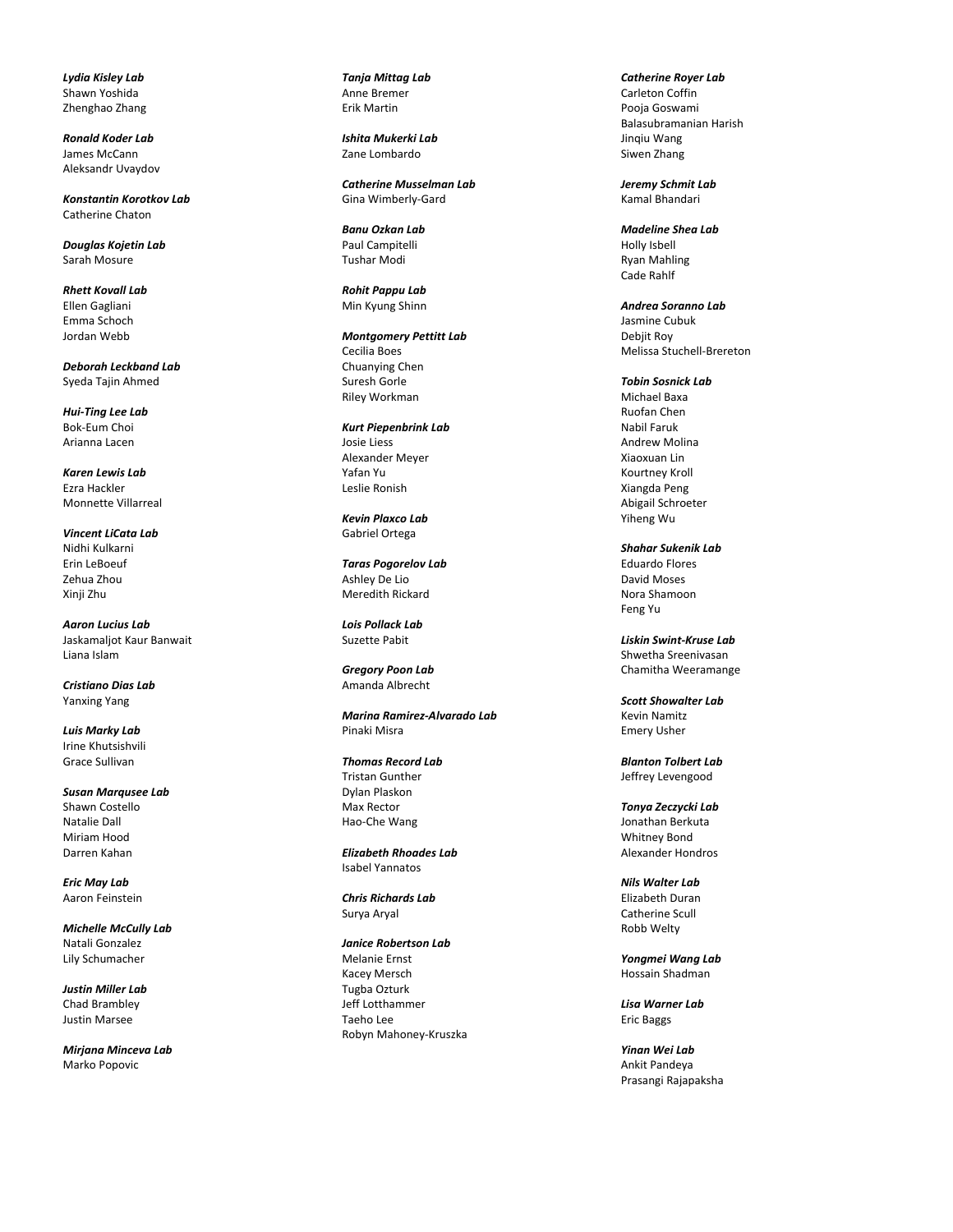***Lydia Kisley Lab***
Shawn Yoshida
Zhenghao Zhang

***Ronald Koder Lab***
James McCann
Aleksandr Uvaydov

***Konstantin Korotkov Lab***
Catherine Chaton

***Douglas Kojetin Lab***
Sarah Mosure

***Rhett Kovall Lab***
Ellen Gagliani
Emma Schoch
Jordan Webb

***Deborah Leckband Lab***
Syeda Tajin Ahmed

***Hui-Ting Lee Lab***
Bok-Eum Choi
Arianna Lacen

***Karen Lewis Lab***
Ezra Hackler
Monnette Villarreal

***Vincent LiCata Lab***
Nidhi Kulkarni
Erin LeBoeuf
Zehua Zhou
Xinji Zhu

***Aaron Lucius Lab***
Jaskamaljot Kaur Banwait
Liana Islam

***Cristiano Dias Lab***
Yanxing Yang

***Luis Marky Lab***
Irine Khutsishvili
Grace Sullivan

***Susan Marqusee Lab***
Shawn Costello
Natalie Dall
Miriam Hood
Darren Kahan

***Eric May Lab***
Aaron Feinstein

***Michelle McCully Lab***
Natali Gonzalez
Lily Schumacher

***Justin Miller Lab***
Chad Brambley
Justin Marsee

***Mirjana Minceva Lab***
Marko Popovic

***Tanja Mittag Lab***
Anne Bremer
Erik Martin

***Ishita Mukerki Lab***
Zane Lombardo

***Catherine Musselman Lab***
Gina Wimberly-Gard

***Banu Ozkan Lab***
Paul Campitelli
Tushar Modi

***Rohit Pappu Lab***
Min Kyung Shinn

***Montgomery Pettitt Lab***
Cecilia Boes
Chuanying Chen
Suresh Gorle
Riley Workman

***Kurt Piepenbrink Lab***
Josie Liess
Alexander Meyer
Yafan Yu
Leslie Ronish

***Kevin Plaxco Lab***
Gabriel Ortega

***Taras Pogorelov Lab***
Ashley De Lio
Meredith Rickard

***Lois Pollack Lab***
Suzette Pabit

***Gregory Poon Lab***
Amanda Albrecht

***Marina Ramirez-Alvarado Lab***
Pinaki Misra

***Thomas Record Lab***
Tristan Gunther
Dylan Plaskon
Max Rector
Hao-Che Wang

***Elizabeth Rhoades Lab***
Isabel Yannatos

***Chris Richards Lab***
Surya Aryal

***Janice Robertson Lab***
Melanie Ernst
Kacey Mersch
Tugba Ozturk
Jeff Lotthammer
Taeho Lee
Robyn Mahoney-Kruszka

***Catherine Royer Lab***
Carleton Coffin
Pooja Goswami
Balasubramanian Harish
Jinqiu Wang
Siwen Zhang

***Jeremy Schmit Lab***
Kamal Bhandari

***Madeline Shea Lab***
Holly Isbell
Ryan Mahling
Cade Rahlf

***Andrea Soranno Lab***
Jasmine Cubuk
Debjit Roy
Melissa Stuchell-Brereton

***Tobin Sosnick Lab***
Michael Baxa
Ruofan Chen
Nabil Faruk
Andrew Molina
Xiaoxuan Lin
Kourtney Kroll
Xiangda Peng
Abigail Schroeter
Yiheng Wu

***Shahar Sukenik Lab***
Eduardo Flores
David Moses
Nora Shamoon
Feng Yu

***Liskin Swint-Kruse Lab***
Shwetha Sreenivasan
Chamitha Weeramange

***Scott Showalter Lab***
Kevin Namitz
Emery Usher

***Blanton Tolbert Lab***
Jeffrey Levengood

***Tonya Zeczycki Lab***
Jonathan Berkuta
Whitney Bond
Alexander Hondros

***Nils Walter Lab***
Elizabeth Duran
Catherine Scull
Robb Welty

***Yongmei Wang Lab***
Hossain Shadman

***Lisa Warner Lab***
Eric Baggs

***Yinan Wei Lab***
Ankit Pandeya
Prasangi Rajapaksha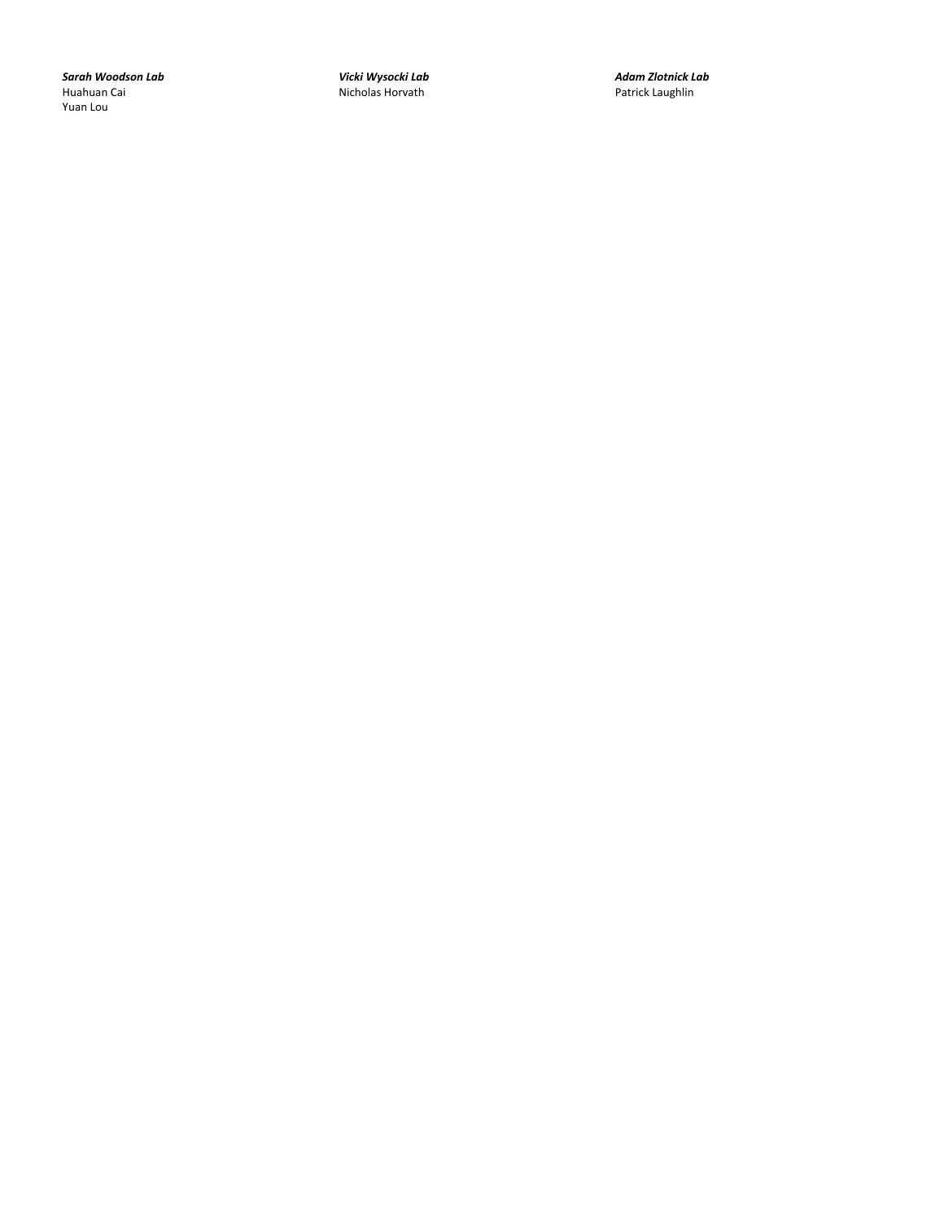***Sarah Woodson Lab***
Huahuan Cai
Yuan Lou

***Vicki Wysocki Lab***
Nicholas Horvath

***Adam Zlotnick Lab***
Patrick Laughlin